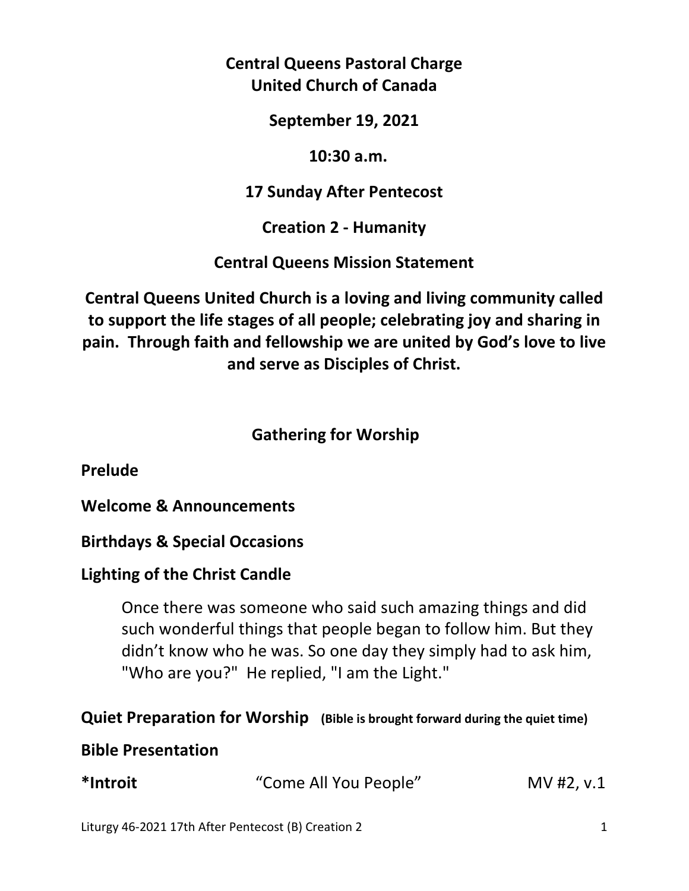**Central Queens Pastoral Charge**
**United Church of Canada**

**September 19, 2021**

**10:30 a.m.**

**17 Sunday After Pentecost**

**Creation 2 - Humanity**

**Central Queens Mission Statement**

**Central Queens United Church is a loving and living community called to support the life stages of all people; celebrating joy and sharing in pain. Through faith and fellowship we are united by God's love to live and serve as Disciples of Christ.**

## Gathering for Worship

**Prelude**

**Welcome & Announcements**

**Birthdays & Special Occasions**

**Lighting of the Christ Candle**

> Once there was someone who said such amazing things and did such wonderful things that people began to follow him. But they didn't know who he was. So one day they simply had to ask him, "Who are you?" He replied, "I am the Light."

**Quiet Preparation for Worship** **(Bible is brought forward during the quiet time)**

**Bible Presentation**

**\*Introit** "Come All You People" MV #2, v.1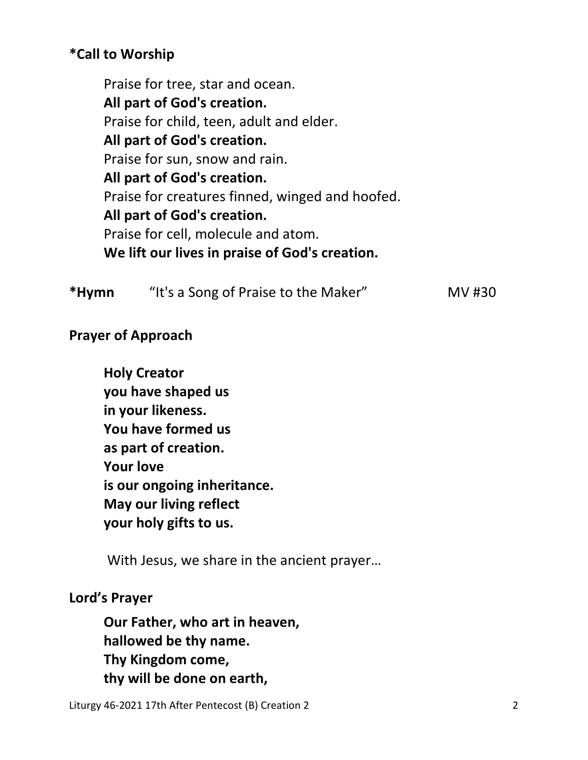**\*Call to Worship**

Praise for tree, star and ocean.
**All part of God's creation.**
Praise for child, teen, adult and elder.
**All part of God's creation.**
Praise for sun, snow and rain.
**All part of God's creation.**
Praise for creatures finned, winged and hoofed.
**All part of God's creation.**
Praise for cell, molecule and atom.
**We lift our lives in praise of God's creation.**

**\*Hymn** "It's a Song of Praise to the Maker" MV #30

**Prayer of Approach**

**Holy Creator**
**you have shaped us**
**in your likeness.**
**You have formed us**
**as part of creation.**
**Your love**
**is our ongoing inheritance.**
**May our living reflect**
**your holy gifts to us.**

With Jesus, we share in the ancient prayer…

**Lord's Prayer**

**Our Father, who art in heaven,**
**hallowed be thy name.**
**Thy Kingdom come,**
**thy will be done on earth,**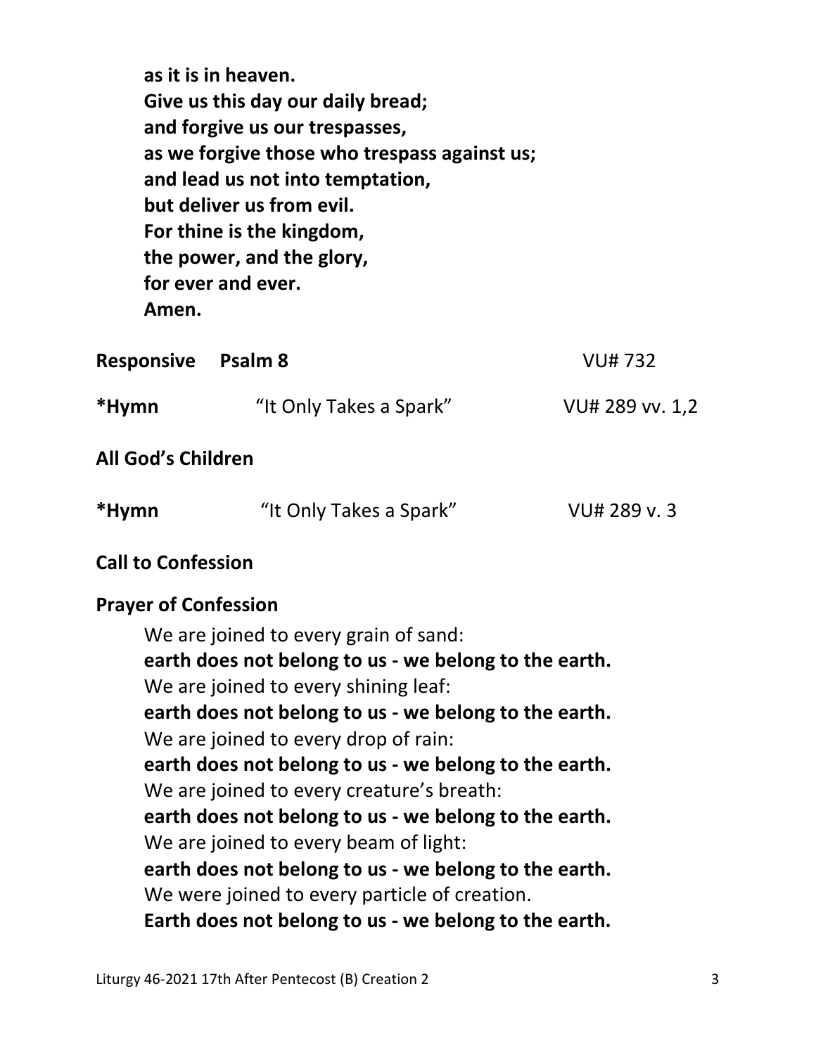**as it is in heaven.**
**Give us this day our daily bread;**
**and forgive us our trespasses,**
**as we forgive those who trespass against us;**
**and lead us not into temptation,**
**but deliver us from evil.**
**For thine is the kingdom,**
**the power, and the glory,**
**for ever and ever.**
**Amen.**

**Responsive Psalm 8** VU# 732

**\*Hymn** "It Only Takes a Spark" VU# 289 vv. 1,2

**All God's Children**

**\*Hymn** "It Only Takes a Spark" VU# 289 v. 3

**Call to Confession**

**Prayer of Confession**

We are joined to every grain of sand:
**earth does not belong to us - we belong to the earth.**
We are joined to every shining leaf:
**earth does not belong to us - we belong to the earth.**
We are joined to every drop of rain:
**earth does not belong to us - we belong to the earth.**
We are joined to every creature's breath:
**earth does not belong to us - we belong to the earth.**
We are joined to every beam of light:
**earth does not belong to us - we belong to the earth.**
We were joined to every particle of creation.
**Earth does not belong to us - we belong to the earth.**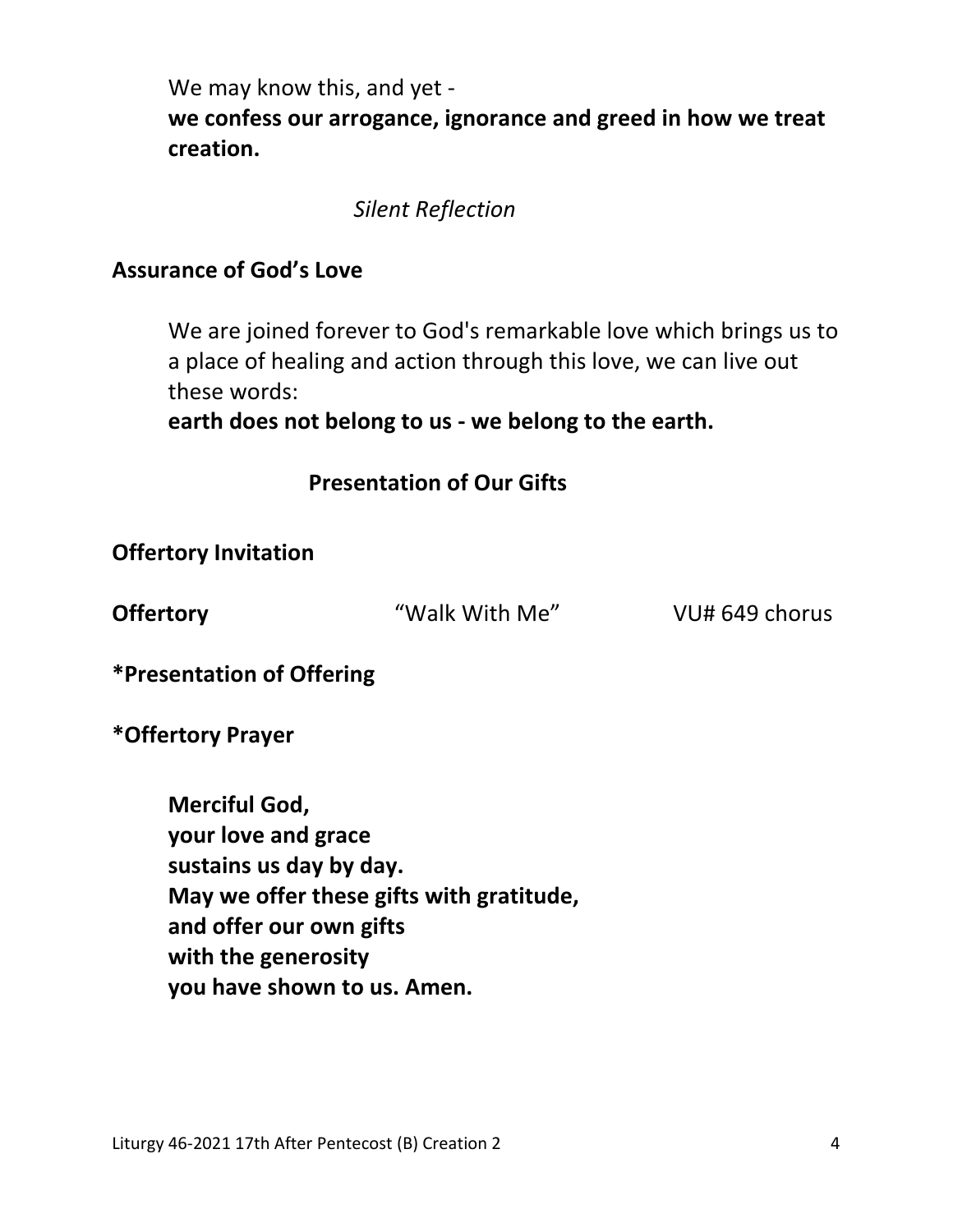We may know this, and yet -
**we confess our arrogance, ignorance and greed in how we treat creation.**

*Silent Reflection*

**Assurance of God's Love**

We are joined forever to God's remarkable love which brings us to a place of healing and action through this love, we can live out these words:
**earth does not belong to us - we belong to the earth.**

## Presentation of Our Gifts

**Offertory Invitation**

**Offertory** "Walk With Me" VU# 649 chorus

***Presentation of Offering**

***Offertory Prayer**

**Merciful God,**
**your love and grace**
**sustains us day by day.**
**May we offer these gifts with gratitude,**
**and offer our own gifts**
**with the generosity**
**you have shown to us. Amen.**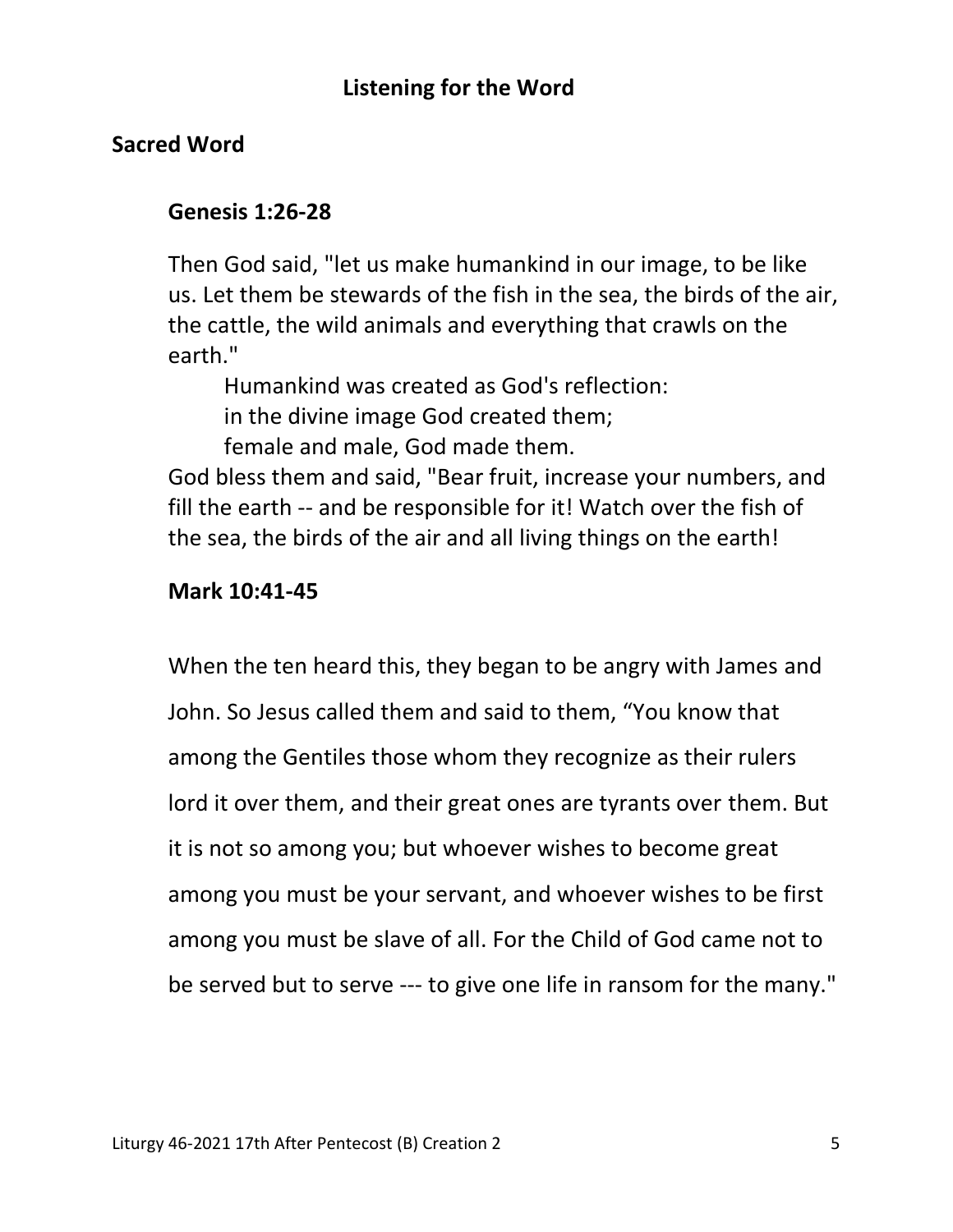## Listening for the Word

### Sacred Word

#### Genesis 1:26-28

Then God said, "let us make humankind in our image, to be like us. Let them be stewards of the fish in the sea, the birds of the air, the cattle, the wild animals and everything that crawls on the earth."

> Humankind was created as God's reflection:
> in the divine image God created them;
> female and male, God made them.

God bless them and said, "Bear fruit, increase your numbers, and fill the earth -- and be responsible for it! Watch over the fish of the sea, the birds of the air and all living things on the earth!

#### Mark 10:41-45

When the ten heard this, they began to be angry with James and John. So Jesus called them and said to them, "You know that among the Gentiles those whom they recognize as their rulers lord it over them, and their great ones are tyrants over them. But it is not so among you; but whoever wishes to become great among you must be your servant, and whoever wishes to be first among you must be slave of all. For the Child of God came not to be served but to serve --- to give one life in ransom for the many."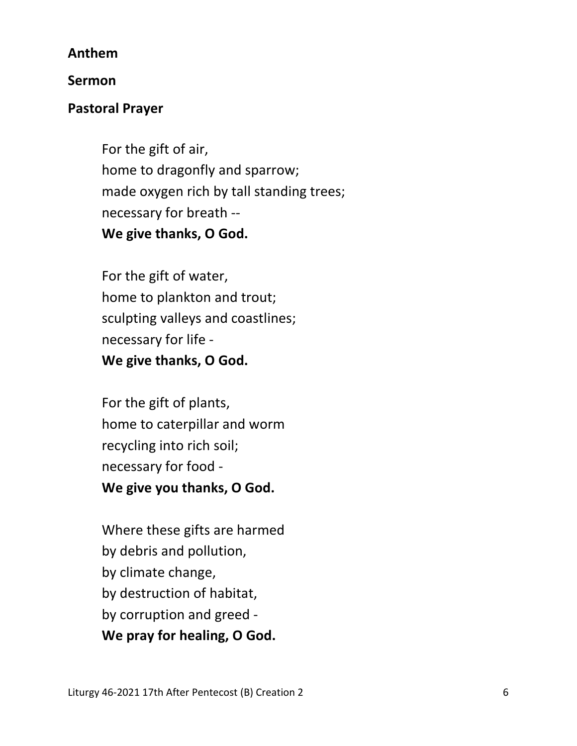**Anthem**

**Sermon**

**Pastoral Prayer**

For the gift of air,
home to dragonfly and sparrow;
made oxygen rich by tall standing trees;
necessary for breath --
**We give thanks, O God.**

For the gift of water,
home to plankton and trout;
sculpting valleys and coastlines;
necessary for life -
**We give thanks, O God.**

For the gift of plants,
home to caterpillar and worm
recycling into rich soil;
necessary for food -
**We give you thanks, O God.**

Where these gifts are harmed
by debris and pollution,
by climate change,
by destruction of habitat,
by corruption and greed -
**We pray for healing, O God.**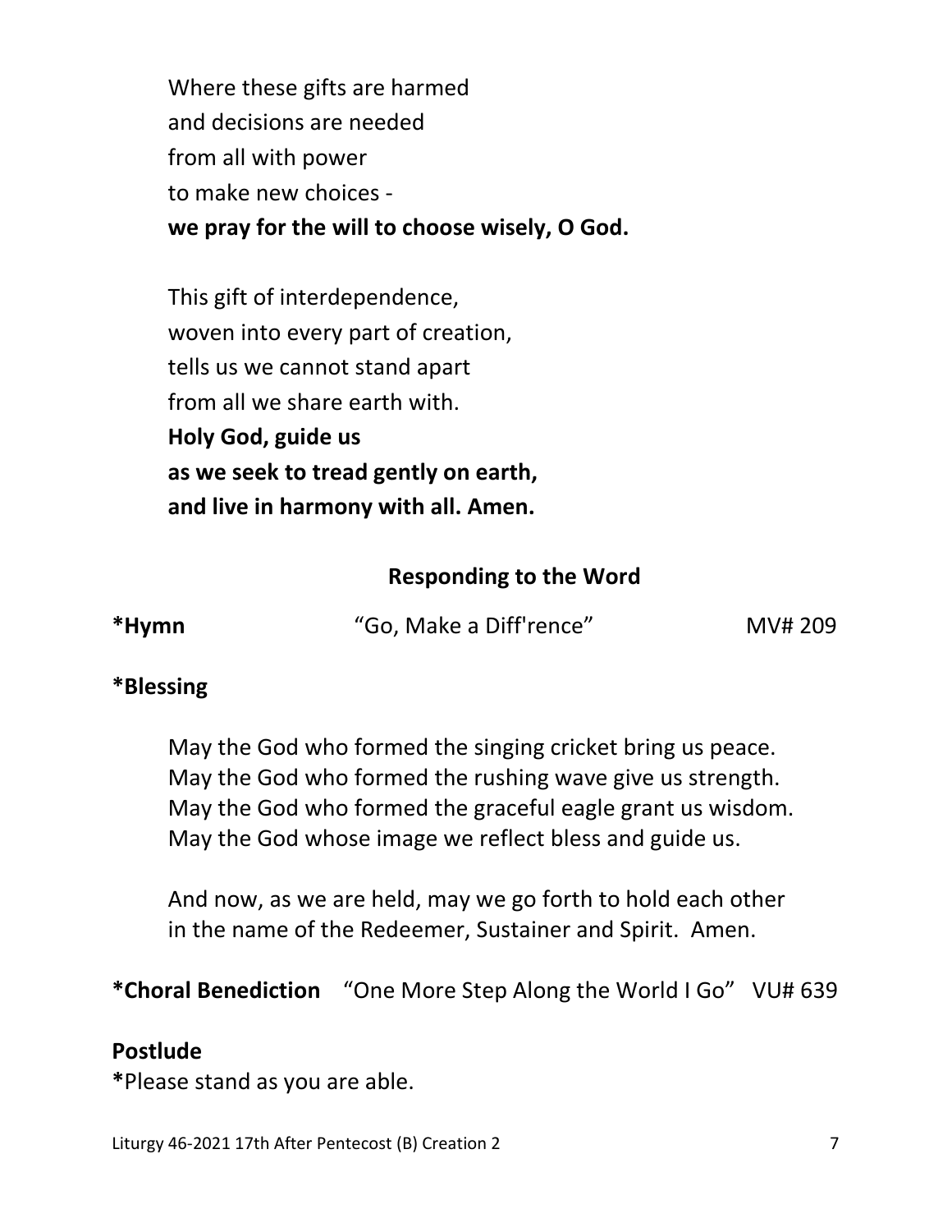Where these gifts are harmed
and decisions are needed
from all with power
to make new choices -
**we pray for the will to choose wisely, O God.**

This gift of interdependence,
woven into every part of creation,
tells us we cannot stand apart
from all we share earth with.
**Holy God, guide us**
**as we seek to tread gently on earth,**
**and live in harmony with all. Amen.**

## Responding to the Word

**\*Hymn** "Go, Make a Diff'rence" MV# 209

**\*Blessing**

May the God who formed the singing cricket bring us peace.
May the God who formed the rushing wave give us strength.
May the God who formed the graceful eagle grant us wisdom.
May the God whose image we reflect bless and guide us.

And now, as we are held, may we go forth to hold each other
in the name of the Redeemer, Sustainer and Spirit. Amen.

**\*Choral Benediction** "One More Step Along the World I Go" VU# 639

**Postlude**

**\***Please stand as you are able.